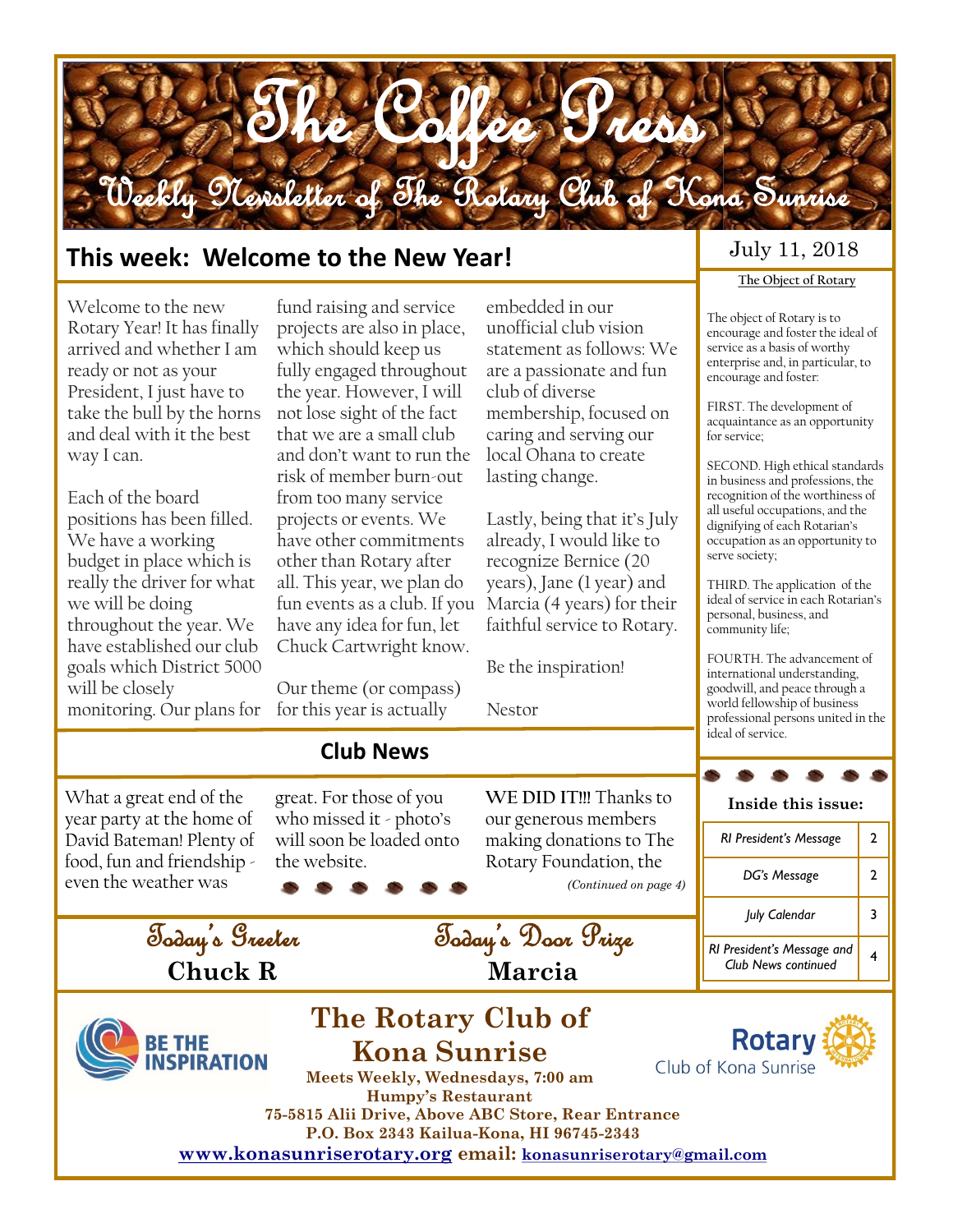# The Coffee Press

## Weekly Newsletter of The Rotary Club of Kona Sunrise

July 11, 2018

## This week: Welcome to the New Year!

Welcome to the new Rotary Year! It has finally arrived and whether I am ready or not as your President, I just have to take the bull by the horns and deal with it the best way I can.

Each of the board positions has been filled. We have a working budget in place which is really the driver for what we will be doing throughout the year. We have established our club goals which District 5000 will be closely monitoring. Our plans for fund raising and service projects are also in place, which should keep us fully engaged throughout the year. However, I will not lose sight of the fact that we are a small club and don't want to run the risk of member burn-out from too many service projects or events. We have other commitments other than Rotary after all. This year, we plan do fun events as a club. If you have any idea for fun, let Chuck Cartwright know.

Our theme (or compass) for this year is actually embedded in our unofficial club vision statement as follows: We are a passionate and fun club of diverse membership, focused on caring and serving our local Ohana to create lasting change.

Lastly, being that it's July already, I would like to recognize Bernice (20 years), Jane (1 year) and Marcia (4 years) for their faithful service to Rotary.

Be the inspiration!

Nestor

### The Object of Rotary

The object of Rotary is to encourage and foster the ideal of service as a basis of worthy enterprise and, in particular, to encourage and foster:

FIRST. The development of acquaintance as an opportunity for service;

SECOND. High ethical standards in business and professions, the recognition of the worthiness of all useful occupations, and the dignifying of each Rotarian's occupation as an opportunity to serve society;

THIRD. The application of the ideal of service in each Rotarian's personal, business, and community life;

FOURTH. The advancement of international understanding, goodwill, and peace through a world fellowship of business professional persons united in the ideal of service.

## Club News

What a great end of the year party at the home of David Bateman! Plenty of food, fun and friendship - even the weather was great. For those of you who missed it - photo's will soon be loaded onto the website.

**WE DID IT!!!** Thanks to our generous members making donations to The Rotary Foundation, the

*(Continued on page 4)*

### Inside this issue:

| Article | Page |
| --- | --- |
| *RI President's Message* | 2 |
| *DG's Message* | 2 |
| *July Calendar* | 3 |
| *RI President's Message and Club News continued* | 4 |

**Today's Greeter**
**Chuck R**

**Today's Door Prize**
**Marcia**

BE THE INSPIRATION

## The Rotary Club of Kona Sunrise

**Meets Weekly, Wednesdays, 7:00 am**
**Humpy's Restaurant**
**75-5815 Alii Drive, Above ABC Store, Rear Entrance**
**P.O. Box 2343 Kailua-Kona, HI 96745-2343**
**www.konasunriserotary.org email: konasunriserotary@gmail.com**

Rotary Club of Kona Sunrise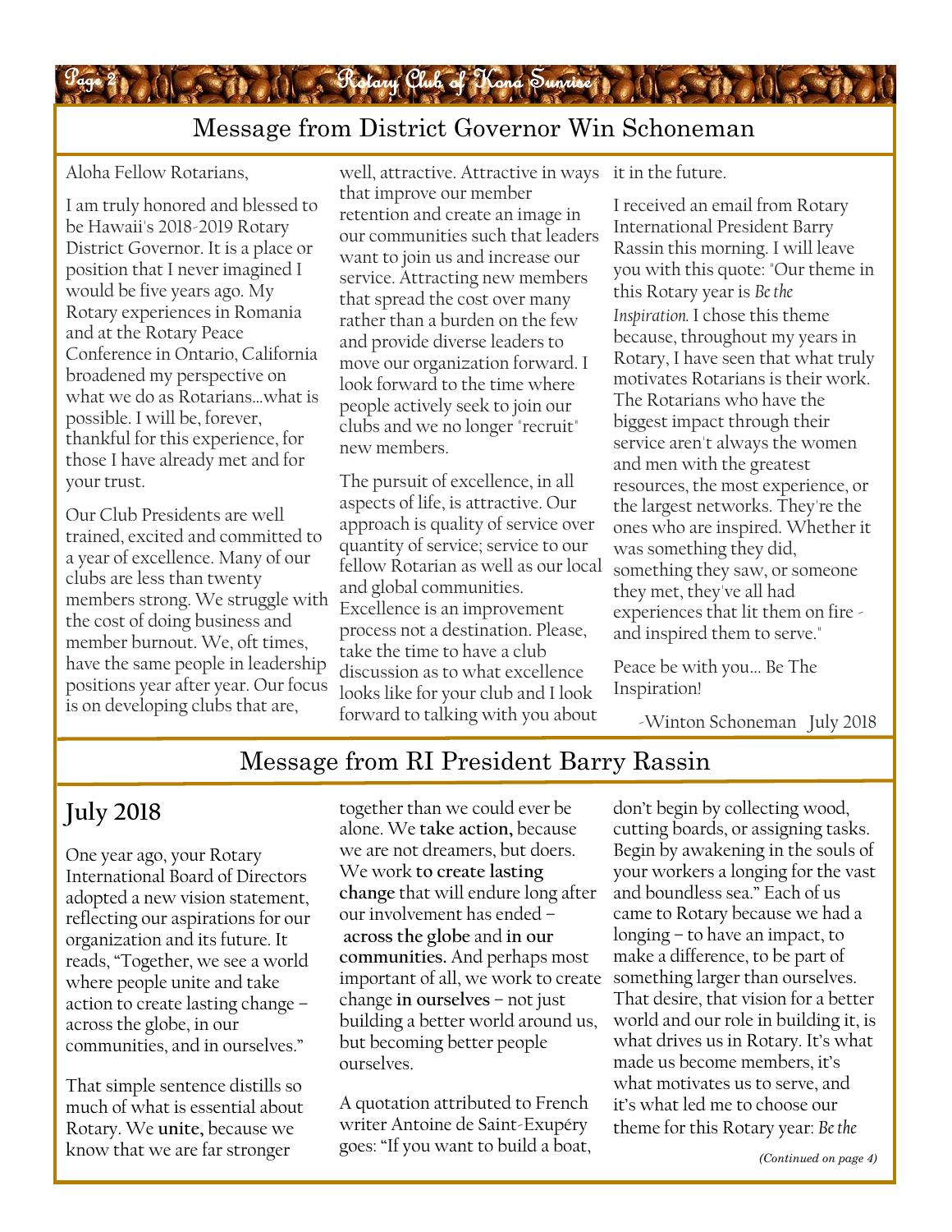## Message from District Governor Win Schoneman

Aloha Fellow Rotarians,

I am truly honored and blessed to be Hawaii's 2018-2019 Rotary District Governor. It is a place or position that I never imagined I would be five years ago. My Rotary experiences in Romania and at the Rotary Peace Conference in Ontario, California broadened my perspective on what we do as Rotarians…what is possible. I will be, forever, thankful for this experience, for those I have already met and for your trust.

Our Club Presidents are well trained, excited and committed to a year of excellence. Many of our clubs are less than twenty members strong. We struggle with the cost of doing business and member burnout. We, oft times, have the same people in leadership positions year after year. Our focus is on developing clubs that are, well, attractive. Attractive in ways that improve our member retention and create an image in our communities such that leaders want to join us and increase our service. Attracting new members that spread the cost over many rather than a burden on the few and provide diverse leaders to move our organization forward. I look forward to the time where people actively seek to join our clubs and we no longer "recruit" new members.

The pursuit of excellence, in all aspects of life, is attractive. Our approach is quality of service over quantity of service; service to our fellow Rotarian as well as our local and global communities. Excellence is an improvement process not a destination. Please, take the time to have a club discussion as to what excellence looks like for your club and I look forward to talking with you about it in the future.

I received an email from Rotary International President Barry Rassin this morning. I will leave you with this quote: "Our theme in this Rotary year is *Be the Inspiration.* I chose this theme because, throughout my years in Rotary, I have seen that what truly motivates Rotarians is their work. The Rotarians who have the biggest impact through their service aren't always the women and men with the greatest resources, the most experience, or the largest networks. They're the ones who are inspired. Whether it was something they did, something they saw, or someone they met, they've all had experiences that lit them on fire - and inspired them to serve."

Peace be with you… Be The Inspiration!

-Winton Schoneman July 2018

## Message from RI President Barry Rassin

### July 2018

One year ago, your Rotary International Board of Directors adopted a new vision statement, reflecting our aspirations for our organization and its future. It reads, "Together, we see a world where people unite and take action to create lasting change – across the globe, in our communities, and in ourselves."

That simple sentence distills so much of what is essential about Rotary. We **unite,** because we know that we are far stronger together than we could ever be alone. We **take action,** because we are not dreamers, but doers. We work **to create lasting change** that will endure long after our involvement has ended – **across the globe** and **in our communities.** And perhaps most important of all, we work to create change **in ourselves** – not just building a better world around us, but becoming better people ourselves.

A quotation attributed to French writer Antoine de Saint-Exupéry goes: "If you want to build a boat, don't begin by collecting wood, cutting boards, or assigning tasks. Begin by awakening in the souls of your workers a longing for the vast and boundless sea." Each of us came to Rotary because we had a longing – to have an impact, to make a difference, to be part of something larger than ourselves. That desire, that vision for a better world and our role in building it, is what drives us in Rotary. It's what made us become members, it's what motivates us to serve, and it's what led me to choose our theme for this Rotary year: *Be the*

*(Continued on page 4)*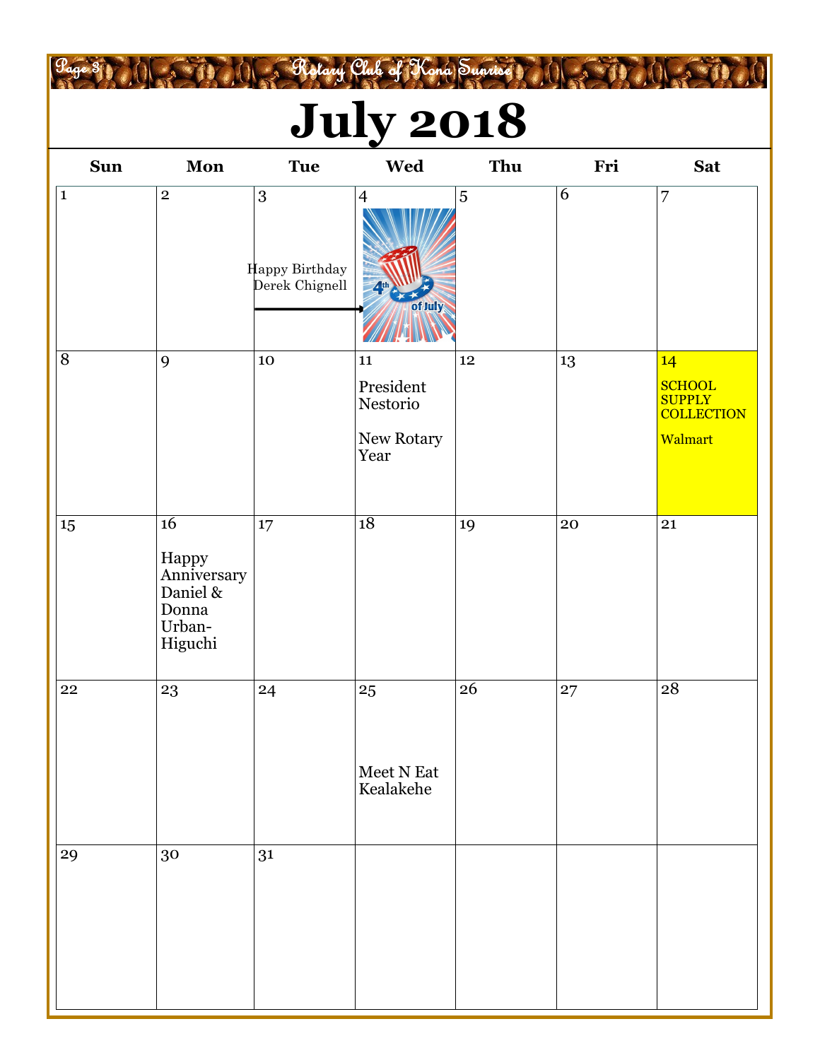# July 2018

| Sun | Mon | Tue | Wed | Thu | Fri | Sat |
|---|---|---|---|---|---|---|
| 1 | 2 | 3 Happy Birthday Derek Chignell | 4 4th of July | 5 | 6 | 7 |
| 8 | 9 | 10 | 11 President Nestorio New Rotary Year | 12 | 13 | 14 SCHOOL SUPPLY COLLECTION Walmart |
| 15 | 16 Happy Anniversary Daniel & Donna Urban-Higuchi | 17 | 18 | 19 | 20 | 21 |
| 22 | 23 | 24 | 25 Meet N Eat Kealakehe | 26 | 27 | 28 |
| 29 | 30 | 31 | | | | |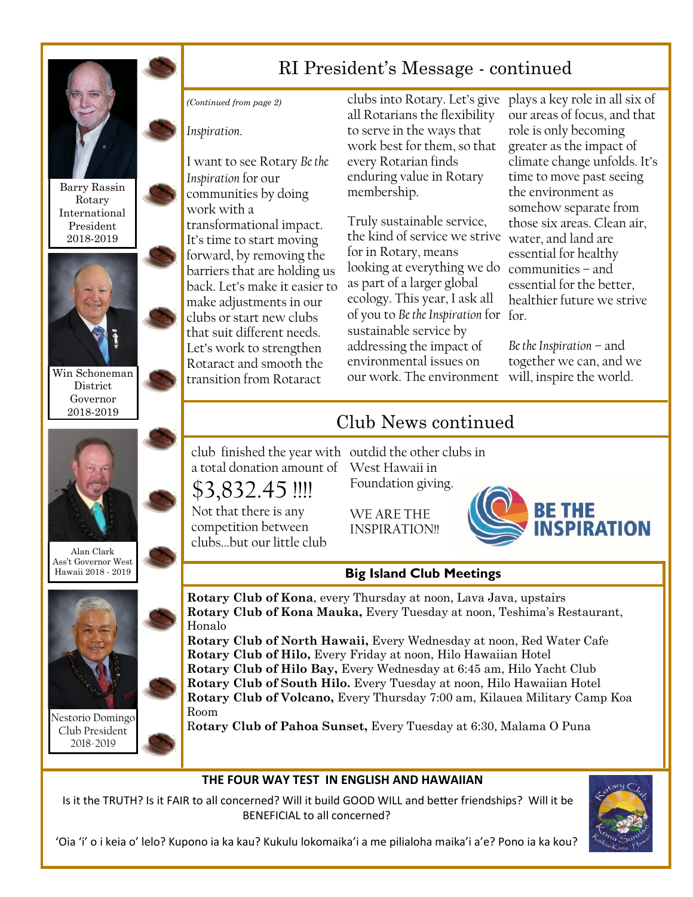Barry Rassin
Rotary International President
2018-2019

Win Schoneman
District Governor
2018-2019

Alan Clark
Ass't Governor West Hawaii 2018 - 2019

Nestorio Domingo
Club President
2018-2019

## RI President's Message - continued

*(Continued from page 2)*

*Inspiration.*

I want to see Rotary *Be the Inspiration* for our communities by doing work with a transformational impact. It's time to start moving forward, by removing the barriers that are holding us back. Let's make it easier to make adjustments in our clubs or start new clubs that suit different needs. Let's work to strengthen Rotaract and smooth the transition from Rotaract clubs into Rotary. Let's give all Rotarians the flexibility to serve in the ways that work best for them, so that every Rotarian finds enduring value in Rotary membership.

Truly sustainable service, the kind of service we strive for in Rotary, means looking at everything we do as part of a larger global ecology. This year, I ask all of you to *Be the Inspiration* for sustainable service by addressing the impact of environmental issues on our work. The environment plays a key role in all six of our areas of focus, and that role is only becoming greater as the impact of climate change unfolds. It's time to move past seeing the environment as somehow separate from those six areas. Clean air, water, and land are essential for healthy communities – and essential for the better, healthier future we strive for.

*Be the Inspiration* – and together we can, and we will, inspire the world.

## Club News continued

club finished the year with a total donation amount of

$3,832.45 !!!!

Not that there is any competition between clubs…but our little club outdid the other clubs in West Hawaii in Foundation giving.

WE ARE THE INSPIRATION!!

BE THE INSPIRATION

### Big Island Club Meetings

**Rotary Club of Kona**, every Thursday at noon, Lava Java, upstairs
**Rotary Club of Kona Mauka,** Every Tuesday at noon, Teshima's Restaurant, Honalo
**Rotary Club of North Hawaii,** Every Wednesday at noon, Red Water Cafe
**Rotary Club of Hilo,** Every Friday at noon, Hilo Hawaiian Hotel
**Rotary Club of Hilo Bay,** Every Wednesday at 6:45 am, Hilo Yacht Club
**Rotary Club of South Hilo.** Every Tuesday at noon, Hilo Hawaiian Hotel
**Rotary Club of Volcano,** Every Thursday 7:00 am, Kilauea Military Camp Koa Room
**Rotary Club of Pahoa Sunset,** Every Tuesday at 6:30, Malama O Puna

### THE FOUR WAY TEST IN ENGLISH AND HAWAIIAN

Is it the TRUTH? Is it FAIR to all concerned? Will it build GOOD WILL and better friendships? Will it be BENEFICIAL to all concerned?

'Oia 'i' o i keia o' lelo? Kupono ia ka kau? Kukulu lokomaika'i a me pilialoha maika'i a'e? Pono ia ka kou?

Rotary Club Kona Sunrise Kailua-Kona Hawaii